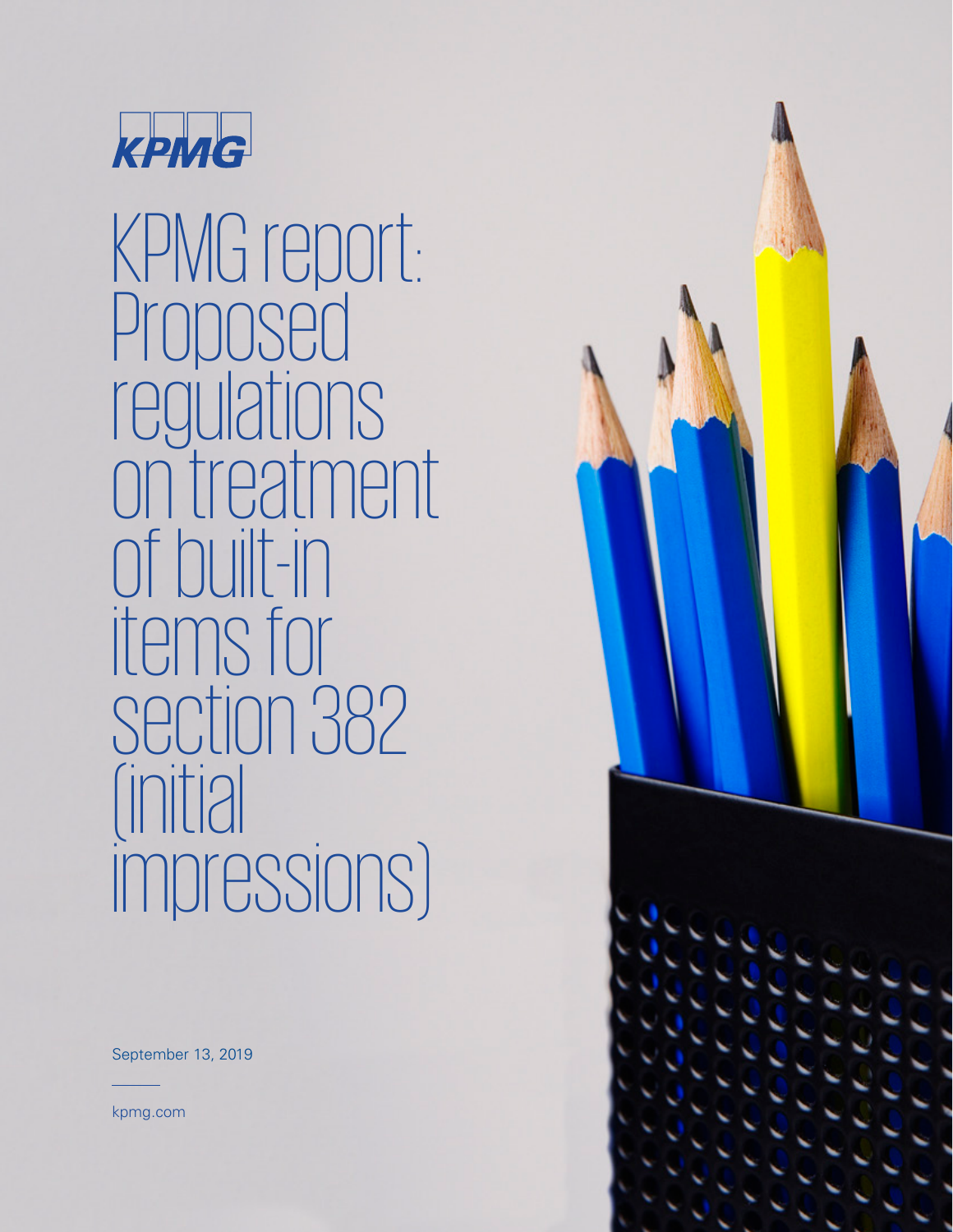KPMG

# KPMG report: Proposed regulations on treatment of built-in items for section 382 (initial impressions)

September 13, 2019

kpmg.com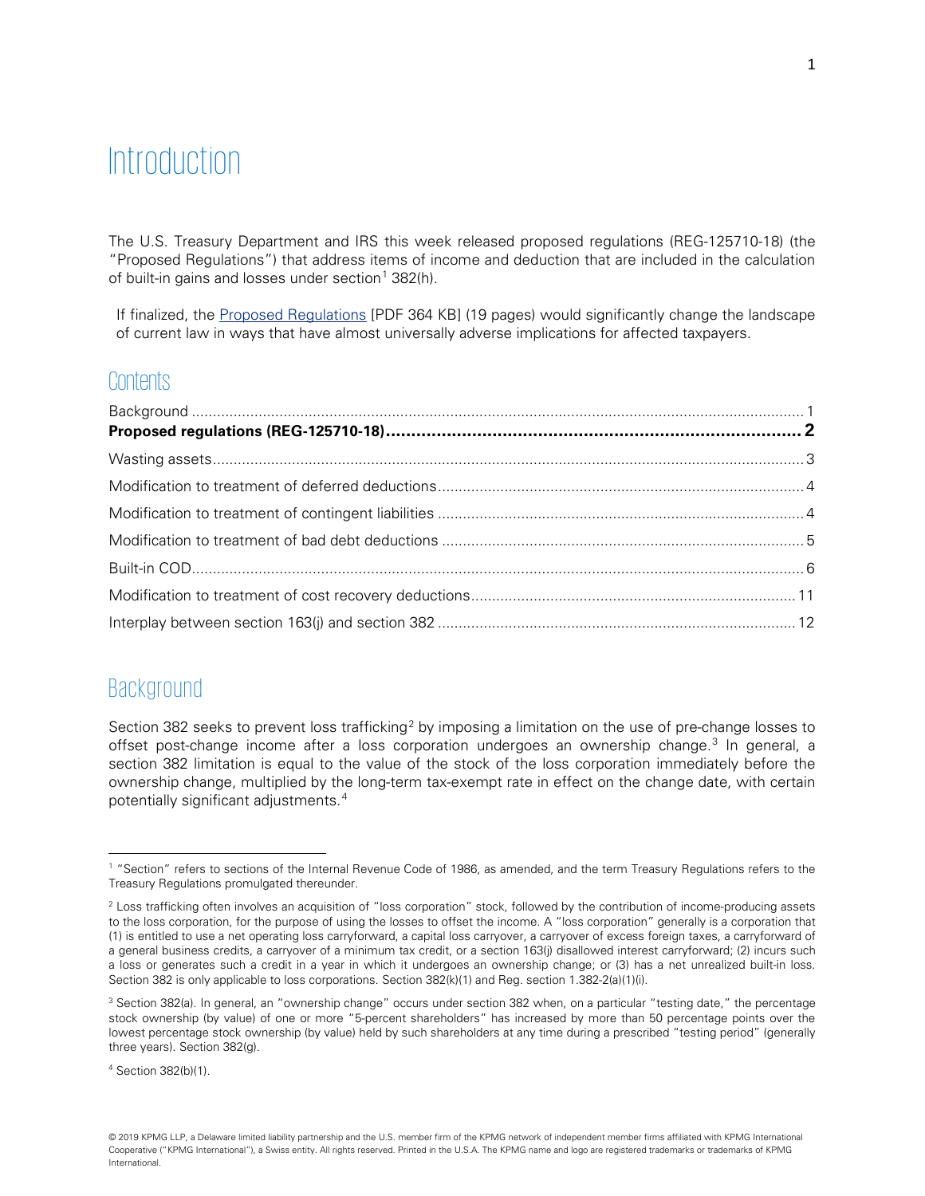# Introduction

The U.S. Treasury Department and IRS this week released proposed regulations (REG-125710-18) (the "Proposed Regulations") that address items of income and deduction that are included in the calculation of built-in gains and losses under section[1] 382(h).

If finalized, the Proposed Regulations [PDF 364 KB] (19 pages) would significantly change the landscape of current law in ways that have almost universally adverse implications for affected taxpayers.

## Contents

Background ..... 1
**Proposed regulations (REG-125710-18) ..... 2**
Wasting assets ..... 3
Modification to treatment of deferred deductions ..... 4
Modification to treatment of contingent liabilities ..... 4
Modification to treatment of bad debt deductions ..... 5
Built-in COD ..... 6
Modification to treatment of cost recovery deductions ..... 11
Interplay between section 163(j) and section 382 ..... 12

## Background

Section 382 seeks to prevent loss trafficking[2] by imposing a limitation on the use of pre-change losses to offset post-change income after a loss corporation undergoes an ownership change.[3] In general, a section 382 limitation is equal to the value of the stock of the loss corporation immediately before the ownership change, multiplied by the long-term tax-exempt rate in effect on the change date, with certain potentially significant adjustments.[4]

---

[1] "Section" refers to sections of the Internal Revenue Code of 1986, as amended, and the term Treasury Regulations refers to the Treasury Regulations promulgated thereunder.

[2] Loss trafficking often involves an acquisition of "loss corporation" stock, followed by the contribution of income-producing assets to the loss corporation, for the purpose of using the losses to offset the income. A "loss corporation" generally is a corporation that (1) is entitled to use a net operating loss carryforward, a capital loss carryover, a carryover of excess foreign taxes, a carryforward of a general business credits, a carryover of a minimum tax credit, or a section 163(j) disallowed interest carryforward; (2) incurs such a loss or generates such a credit in a year in which it undergoes an ownership change; or (3) has a net unrealized built-in loss. Section 382 is only applicable to loss corporations. Section 382(k)(1) and Reg. section 1.382-2(a)(1)(i).

[3] Section 382(a). In general, an "ownership change" occurs under section 382 when, on a particular "testing date," the percentage stock ownership (by value) of one or more "5-percent shareholders" has increased by more than 50 percentage points over the lowest percentage stock ownership (by value) held by such shareholders at any time during a prescribed "testing period" (generally three years). Section 382(g).

[4] Section 382(b)(1).

© 2019 KPMG LLP, a Delaware limited liability partnership and the U.S. member firm of the KPMG network of independent member firms affiliated with KPMG International Cooperative ("KPMG International"), a Swiss entity. All rights reserved. Printed in the U.S.A. The KPMG name and logo are registered trademarks or trademarks of KPMG International.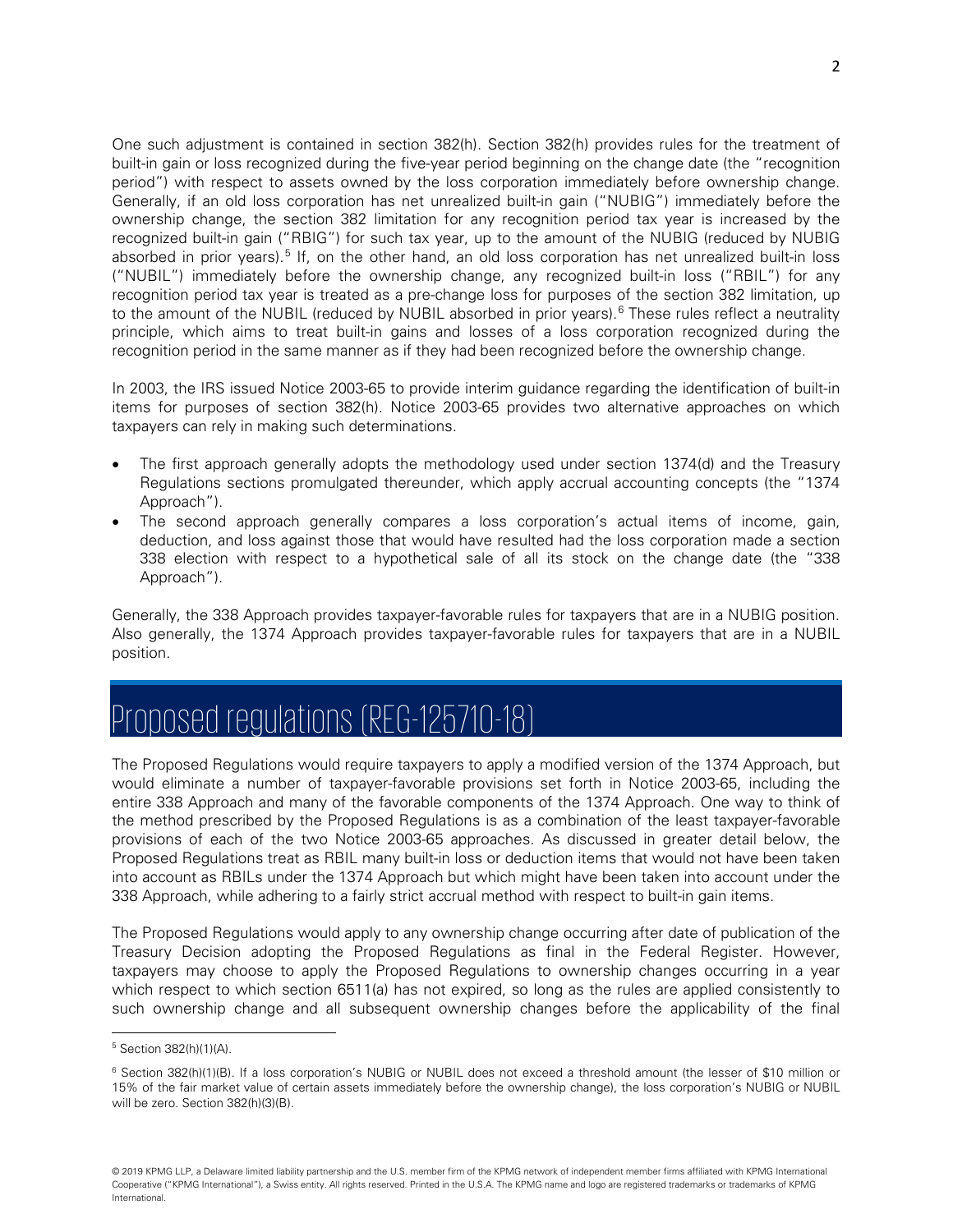One such adjustment is contained in section 382(h). Section 382(h) provides rules for the treatment of built-in gain or loss recognized during the five-year period beginning on the change date (the "recognition period") with respect to assets owned by the loss corporation immediately before ownership change. Generally, if an old loss corporation has net unrealized built-in gain ("NUBIG") immediately before the ownership change, the section 382 limitation for any recognition period tax year is increased by the recognized built-in gain ("RBIG") for such tax year, up to the amount of the NUBIG (reduced by NUBIG absorbed in prior years).[5] If, on the other hand, an old loss corporation has net unrealized built-in loss ("NUBIL") immediately before the ownership change, any recognized built-in loss ("RBIL") for any recognition period tax year is treated as a pre-change loss for purposes of the section 382 limitation, up to the amount of the NUBIL (reduced by NUBIL absorbed in prior years).[6] These rules reflect a neutrality principle, which aims to treat built-in gains and losses of a loss corporation recognized during the recognition period in the same manner as if they had been recognized before the ownership change.

In 2003, the IRS issued Notice 2003-65 to provide interim guidance regarding the identification of built-in items for purposes of section 382(h). Notice 2003-65 provides two alternative approaches on which taxpayers can rely in making such determinations.

- The first approach generally adopts the methodology used under section 1374(d) and the Treasury Regulations sections promulgated thereunder, which apply accrual accounting concepts (the "1374 Approach").
- The second approach generally compares a loss corporation's actual items of income, gain, deduction, and loss against those that would have resulted had the loss corporation made a section 338 election with respect to a hypothetical sale of all its stock on the change date (the "338 Approach").

Generally, the 338 Approach provides taxpayer-favorable rules for taxpayers that are in a NUBIG position. Also generally, the 1374 Approach provides taxpayer-favorable rules for taxpayers that are in a NUBIL position.

# Proposed regulations (REG-125710-18)

The Proposed Regulations would require taxpayers to apply a modified version of the 1374 Approach, but would eliminate a number of taxpayer-favorable provisions set forth in Notice 2003-65, including the entire 338 Approach and many of the favorable components of the 1374 Approach. One way to think of the method prescribed by the Proposed Regulations is as a combination of the least taxpayer-favorable provisions of each of the two Notice 2003-65 approaches. As discussed in greater detail below, the Proposed Regulations treat as RBIL many built-in loss or deduction items that would not have been taken into account as RBILs under the 1374 Approach but which might have been taken into account under the 338 Approach, while adhering to a fairly strict accrual method with respect to built-in gain items.

The Proposed Regulations would apply to any ownership change occurring after date of publication of the Treasury Decision adopting the Proposed Regulations as final in the Federal Register. However, taxpayers may choose to apply the Proposed Regulations to ownership changes occurring in a year which respect to which section 6511(a) has not expired, so long as the rules are applied consistently to such ownership change and all subsequent ownership changes before the applicability of the final

[5] Section 382(h)(1)(A).

[6] Section 382(h)(1)(B). If a loss corporation's NUBIG or NUBIL does not exceed a threshold amount (the lesser of $10 million or 15% of the fair market value of certain assets immediately before the ownership change), the loss corporation's NUBIG or NUBIL will be zero. Section 382(h)(3)(B).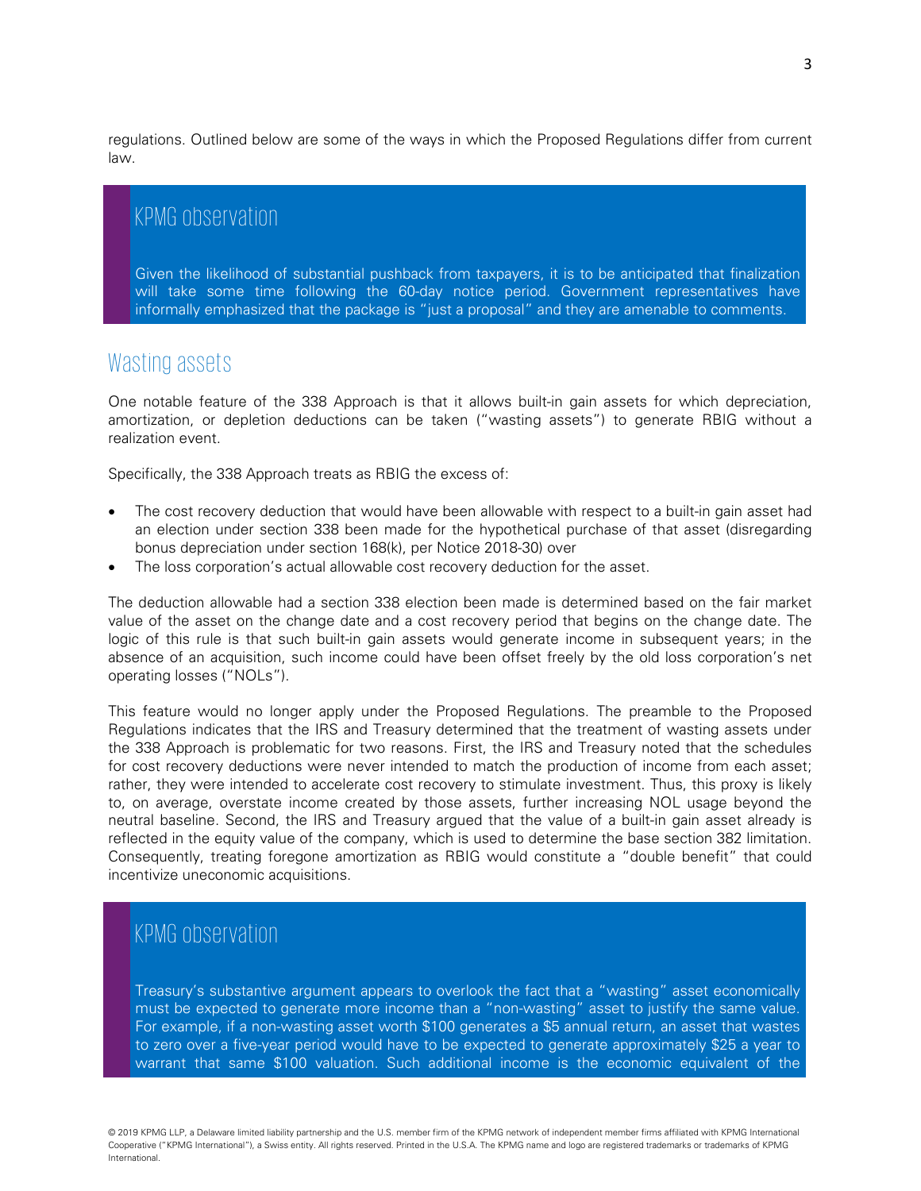regulations. Outlined below are some of the ways in which the Proposed Regulations differ from current law.

> ### KPMG observation
>
> Given the likelihood of substantial pushback from taxpayers, it is to be anticipated that finalization will take some time following the 60-day notice period. Government representatives have informally emphasized that the package is "just a proposal" and they are amenable to comments.

## Wasting assets

One notable feature of the 338 Approach is that it allows built-in gain assets for which depreciation, amortization, or depletion deductions can be taken ("wasting assets") to generate RBIG without a realization event.

Specifically, the 338 Approach treats as RBIG the excess of:

- The cost recovery deduction that would have been allowable with respect to a built-in gain asset had an election under section 338 been made for the hypothetical purchase of that asset (disregarding bonus depreciation under section 168(k), per Notice 2018-30) over
- The loss corporation's actual allowable cost recovery deduction for the asset.

The deduction allowable had a section 338 election been made is determined based on the fair market value of the asset on the change date and a cost recovery period that begins on the change date. The logic of this rule is that such built-in gain assets would generate income in subsequent years; in the absence of an acquisition, such income could have been offset freely by the old loss corporation's net operating losses ("NOLs").

This feature would no longer apply under the Proposed Regulations. The preamble to the Proposed Regulations indicates that the IRS and Treasury determined that the treatment of wasting assets under the 338 Approach is problematic for two reasons. First, the IRS and Treasury noted that the schedules for cost recovery deductions were never intended to match the production of income from each asset; rather, they were intended to accelerate cost recovery to stimulate investment. Thus, this proxy is likely to, on average, overstate income created by those assets, further increasing NOL usage beyond the neutral baseline. Second, the IRS and Treasury argued that the value of a built-in gain asset already is reflected in the equity value of the company, which is used to determine the base section 382 limitation. Consequently, treating foregone amortization as RBIG would constitute a "double benefit" that could incentivize uneconomic acquisitions.

> ### KPMG observation
>
> Treasury's substantive argument appears to overlook the fact that a "wasting" asset economically must be expected to generate more income than a "non-wasting" asset to justify the same value. For example, if a non-wasting asset worth $100 generates a $5 annual return, an asset that wastes to zero over a five-year period would have to be expected to generate approximately $25 a year to warrant that same $100 valuation. Such additional income is the economic equivalent of the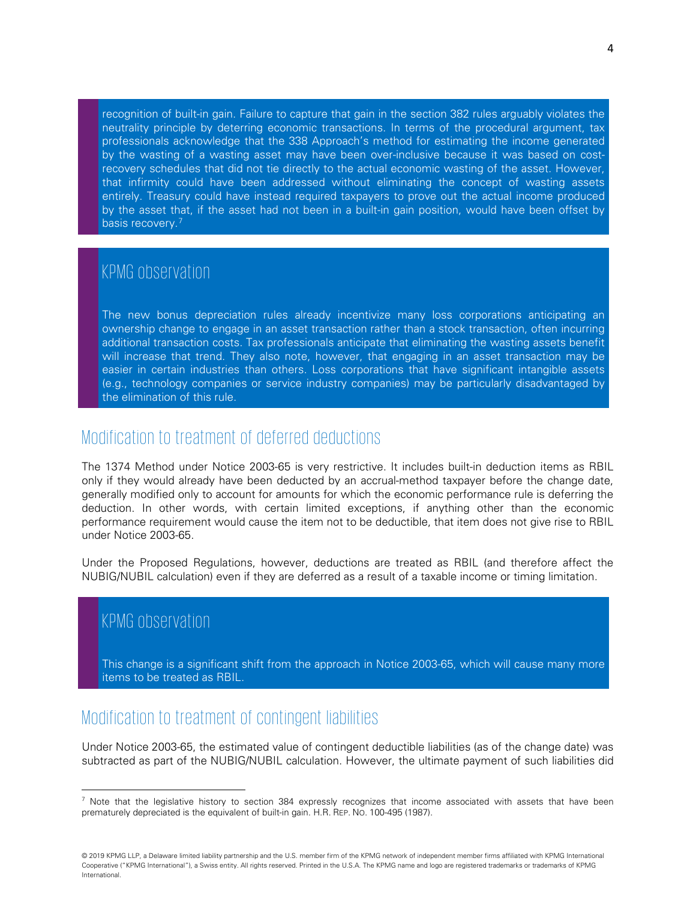recognition of built-in gain. Failure to capture that gain in the section 382 rules arguably violates the neutrality principle by deterring economic transactions. In terms of the procedural argument, tax professionals acknowledge that the 338 Approach's method for estimating the income generated by the wasting of a wasting asset may have been over-inclusive because it was based on cost-recovery schedules that did not tie directly to the actual economic wasting of the asset. However, that infirmity could have been addressed without eliminating the concept of wasting assets entirely. Treasury could have instead required taxpayers to prove out the actual income produced by the asset that, if the asset had not been in a built-in gain position, would have been offset by basis recovery.[7]

### KPMG observation

The new bonus depreciation rules already incentivize many loss corporations anticipating an ownership change to engage in an asset transaction rather than a stock transaction, often incurring additional transaction costs. Tax professionals anticipate that eliminating the wasting assets benefit will increase that trend. They also note, however, that engaging in an asset transaction may be easier in certain industries than others. Loss corporations that have significant intangible assets (e.g., technology companies or service industry companies) may be particularly disadvantaged by the elimination of this rule.

## Modification to treatment of deferred deductions

The 1374 Method under Notice 2003-65 is very restrictive. It includes built-in deduction items as RBIL only if they would already have been deducted by an accrual-method taxpayer before the change date, generally modified only to account for amounts for which the economic performance rule is deferring the deduction. In other words, with certain limited exceptions, if anything other than the economic performance requirement would cause the item not to be deductible, that item does not give rise to RBIL under Notice 2003-65.

Under the Proposed Regulations, however, deductions are treated as RBIL (and therefore affect the NUBIG/NUBIL calculation) even if they are deferred as a result of a taxable income or timing limitation.

### KPMG observation

This change is a significant shift from the approach in Notice 2003-65, which will cause many more items to be treated as RBIL.

## Modification to treatment of contingent liabilities

Under Notice 2003-65, the estimated value of contingent deductible liabilities (as of the change date) was subtracted as part of the NUBIG/NUBIL calculation. However, the ultimate payment of such liabilities did

---

[7] Note that the legislative history to section 384 expressly recognizes that income associated with assets that have been prematurely depreciated is the equivalent of built-in gain. H.R. REP. NO. 100-495 (1987).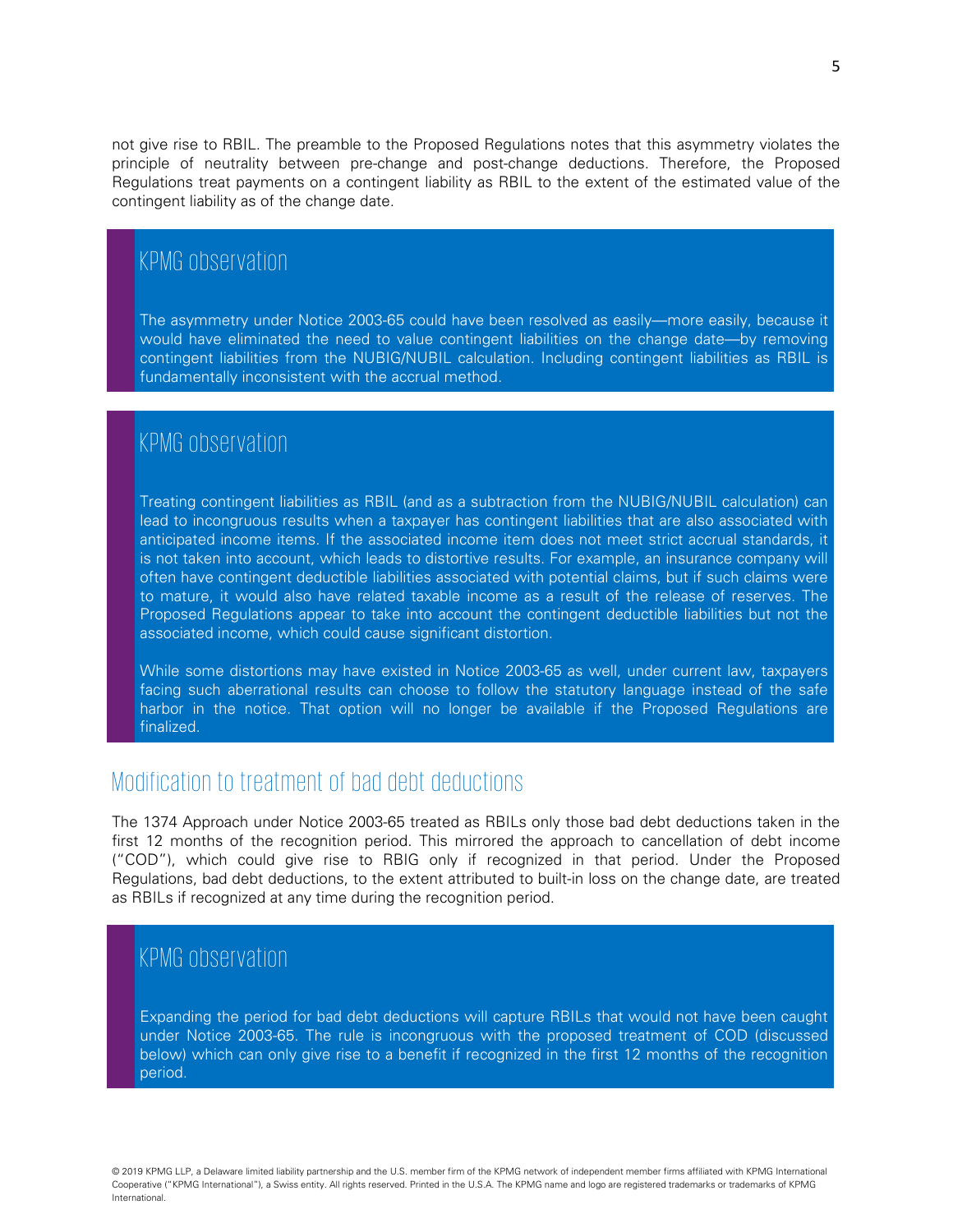not give rise to RBIL. The preamble to the Proposed Regulations notes that this asymmetry violates the principle of neutrality between pre-change and post-change deductions. Therefore, the Proposed Regulations treat payments on a contingent liability as RBIL to the extent of the estimated value of the contingent liability as of the change date.

### KPMG observation

The asymmetry under Notice 2003-65 could have been resolved as easily—more easily, because it would have eliminated the need to value contingent liabilities on the change date—by removing contingent liabilities from the NUBIG/NUBIL calculation. Including contingent liabilities as RBIL is fundamentally inconsistent with the accrual method.

### KPMG observation

Treating contingent liabilities as RBIL (and as a subtraction from the NUBIG/NUBIL calculation) can lead to incongruous results when a taxpayer has contingent liabilities that are also associated with anticipated income items. If the associated income item does not meet strict accrual standards, it is not taken into account, which leads to distortive results. For example, an insurance company will often have contingent deductible liabilities associated with potential claims, but if such claims were to mature, it would also have related taxable income as a result of the release of reserves. The Proposed Regulations appear to take into account the contingent deductible liabilities but not the associated income, which could cause significant distortion.

While some distortions may have existed in Notice 2003-65 as well, under current law, taxpayers facing such aberrational results can choose to follow the statutory language instead of the safe harbor in the notice. That option will no longer be available if the Proposed Regulations are finalized.

## Modification to treatment of bad debt deductions

The 1374 Approach under Notice 2003-65 treated as RBILs only those bad debt deductions taken in the first 12 months of the recognition period. This mirrored the approach to cancellation of debt income ("COD"), which could give rise to RBIG only if recognized in that period. Under the Proposed Regulations, bad debt deductions, to the extent attributed to built-in loss on the change date, are treated as RBILs if recognized at any time during the recognition period.

### KPMG observation

Expanding the period for bad debt deductions will capture RBILs that would not have been caught under Notice 2003-65. The rule is incongruous with the proposed treatment of COD (discussed below) which can only give rise to a benefit if recognized in the first 12 months of the recognition period.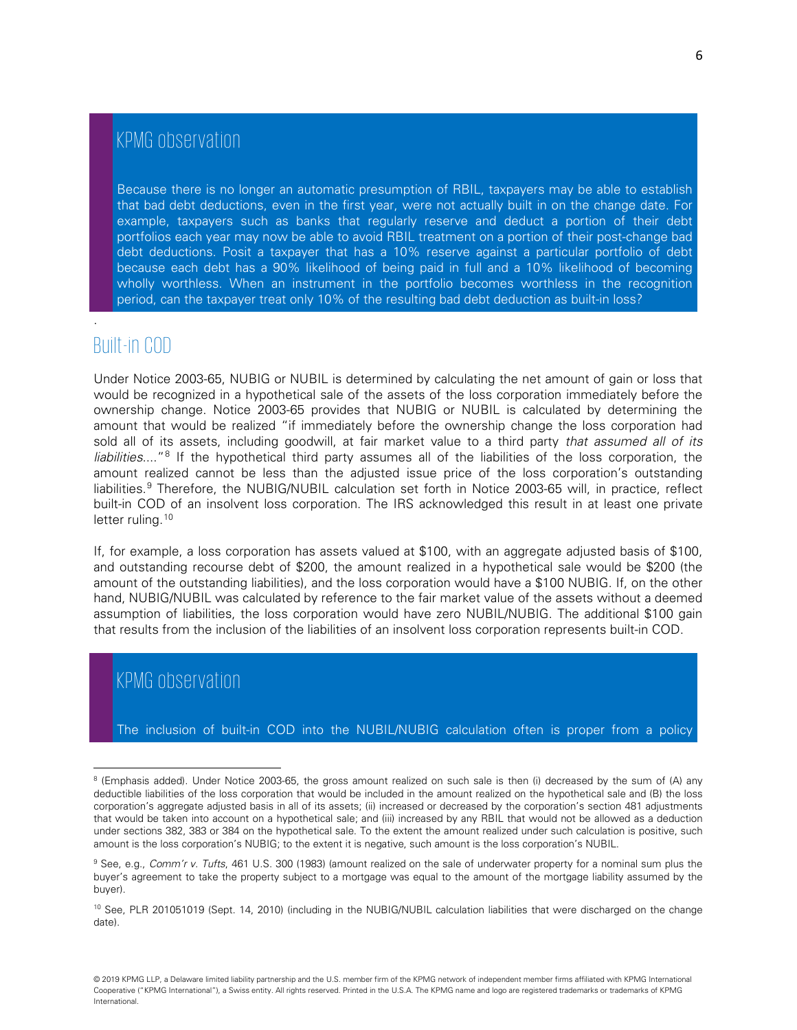## KPMG observation

Because there is no longer an automatic presumption of RBIL, taxpayers may be able to establish that bad debt deductions, even in the first year, were not actually built in on the change date. For example, taxpayers such as banks that regularly reserve and deduct a portion of their debt portfolios each year may now be able to avoid RBIL treatment on a portion of their post-change bad debt deductions. Posit a taxpayer that has a 10% reserve against a particular portfolio of debt because each debt has a 90% likelihood of being paid in full and a 10% likelihood of becoming wholly worthless. When an instrument in the portfolio becomes worthless in the recognition period, can the taxpayer treat only 10% of the resulting bad debt deduction as built-in loss?

## Built-in COD

Under Notice 2003-65, NUBIG or NUBIL is determined by calculating the net amount of gain or loss that would be recognized in a hypothetical sale of the assets of the loss corporation immediately before the ownership change. Notice 2003-65 provides that NUBIG or NUBIL is calculated by determining the amount that would be realized "if immediately before the ownership change the loss corporation had sold all of its assets, including goodwill, at fair market value to a third party *that assumed all of its liabilities*...."[8] If the hypothetical third party assumes all of the liabilities of the loss corporation, the amount realized cannot be less than the adjusted issue price of the loss corporation's outstanding liabilities.[9] Therefore, the NUBIG/NUBIL calculation set forth in Notice 2003-65 will, in practice, reflect built-in COD of an insolvent loss corporation. The IRS acknowledged this result in at least one private letter ruling.[10]

If, for example, a loss corporation has assets valued at $100, with an aggregate adjusted basis of $100, and outstanding recourse debt of $200, the amount realized in a hypothetical sale would be $200 (the amount of the outstanding liabilities), and the loss corporation would have a $100 NUBIG. If, on the other hand, NUBIG/NUBIL was calculated by reference to the fair market value of the assets without a deemed assumption of liabilities, the loss corporation would have zero NUBIL/NUBIG. The additional $100 gain that results from the inclusion of the liabilities of an insolvent loss corporation represents built-in COD.

## KPMG observation

The inclusion of built-in COD into the NUBIL/NUBIG calculation often is proper from a policy

---

[8] (Emphasis added). Under Notice 2003-65, the gross amount realized on such sale is then (i) decreased by the sum of (A) any deductible liabilities of the loss corporation that would be included in the amount realized on the hypothetical sale and (B) the loss corporation's aggregate adjusted basis in all of its assets; (ii) increased or decreased by the corporation's section 481 adjustments that would be taken into account on a hypothetical sale; and (iii) increased by any RBIL that would not be allowed as a deduction under sections 382, 383 or 384 on the hypothetical sale. To the extent the amount realized under such calculation is positive, such amount is the loss corporation's NUBIG; to the extent it is negative, such amount is the loss corporation's NUBIL.

[9] See, e.g., *Comm'r v. Tufts*, 461 U.S. 300 (1983) (amount realized on the sale of underwater property for a nominal sum plus the buyer's agreement to take the property subject to a mortgage was equal to the amount of the mortgage liability assumed by the buyer).

[10] See, PLR 201051019 (Sept. 14, 2010) (including in the NUBIG/NUBIL calculation liabilities that were discharged on the change date).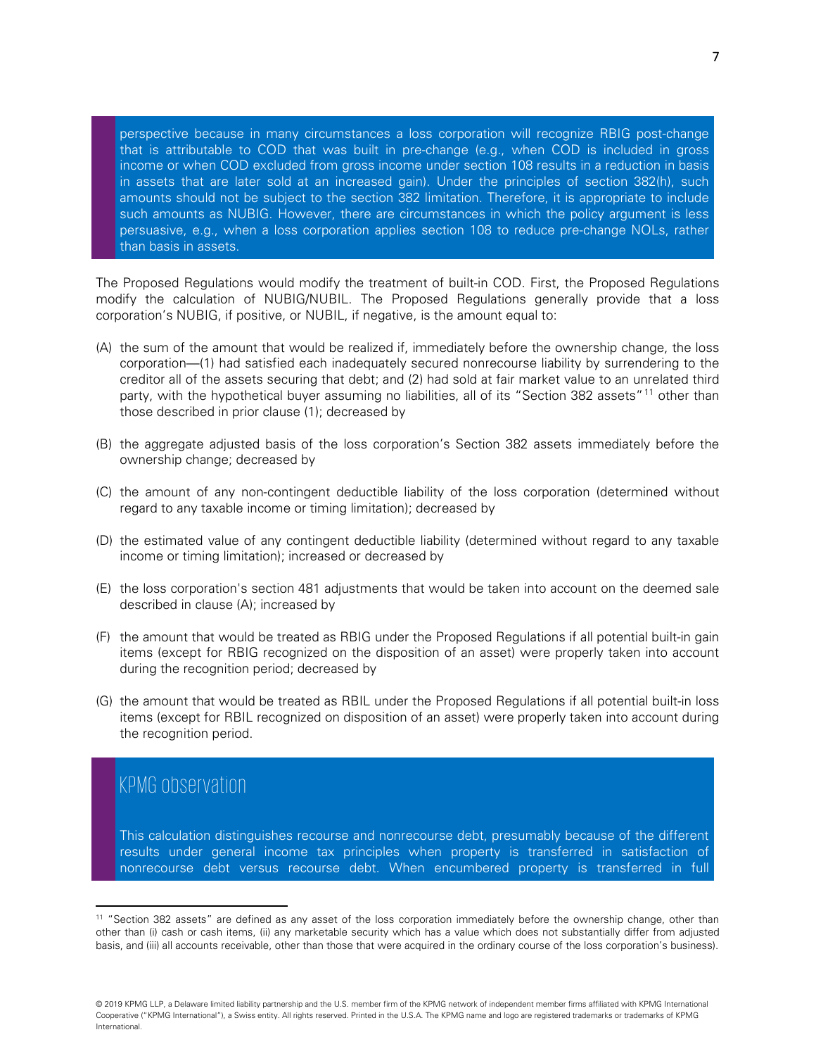perspective because in many circumstances a loss corporation will recognize RBIG post-change that is attributable to COD that was built in pre-change (e.g., when COD is included in gross income or when COD excluded from gross income under section 108 results in a reduction in basis in assets that are later sold at an increased gain). Under the principles of section 382(h), such amounts should not be subject to the section 382 limitation. Therefore, it is appropriate to include such amounts as NUBIG. However, there are circumstances in which the policy argument is less persuasive, e.g., when a loss corporation applies section 108 to reduce pre-change NOLs, rather than basis in assets.

The Proposed Regulations would modify the treatment of built-in COD. First, the Proposed Regulations modify the calculation of NUBIG/NUBIL. The Proposed Regulations generally provide that a loss corporation's NUBIG, if positive, or NUBIL, if negative, is the amount equal to:

(A) the sum of the amount that would be realized if, immediately before the ownership change, the loss corporation—(1) had satisfied each inadequately secured nonrecourse liability by surrendering to the creditor all of the assets securing that debt; and (2) had sold at fair market value to an unrelated third party, with the hypothetical buyer assuming no liabilities, all of its "Section 382 assets"[11] other than those described in prior clause (1); decreased by

(B) the aggregate adjusted basis of the loss corporation's Section 382 assets immediately before the ownership change; decreased by

(C) the amount of any non-contingent deductible liability of the loss corporation (determined without regard to any taxable income or timing limitation); decreased by

(D) the estimated value of any contingent deductible liability (determined without regard to any taxable income or timing limitation); increased or decreased by

(E) the loss corporation's section 481 adjustments that would be taken into account on the deemed sale described in clause (A); increased by

(F) the amount that would be treated as RBIG under the Proposed Regulations if all potential built-in gain items (except for RBIG recognized on the disposition of an asset) were properly taken into account during the recognition period; decreased by

(G) the amount that would be treated as RBIL under the Proposed Regulations if all potential built-in loss items (except for RBIL recognized on disposition of an asset) were properly taken into account during the recognition period.

## KPMG observation

This calculation distinguishes recourse and nonrecourse debt, presumably because of the different results under general income tax principles when property is transferred in satisfaction of nonrecourse debt versus recourse debt. When encumbered property is transferred in full

[11] "Section 382 assets" are defined as any asset of the loss corporation immediately before the ownership change, other than other than (i) cash or cash items, (ii) any marketable security which has a value which does not substantially differ from adjusted basis, and (iii) all accounts receivable, other than those that were acquired in the ordinary course of the loss corporation's business).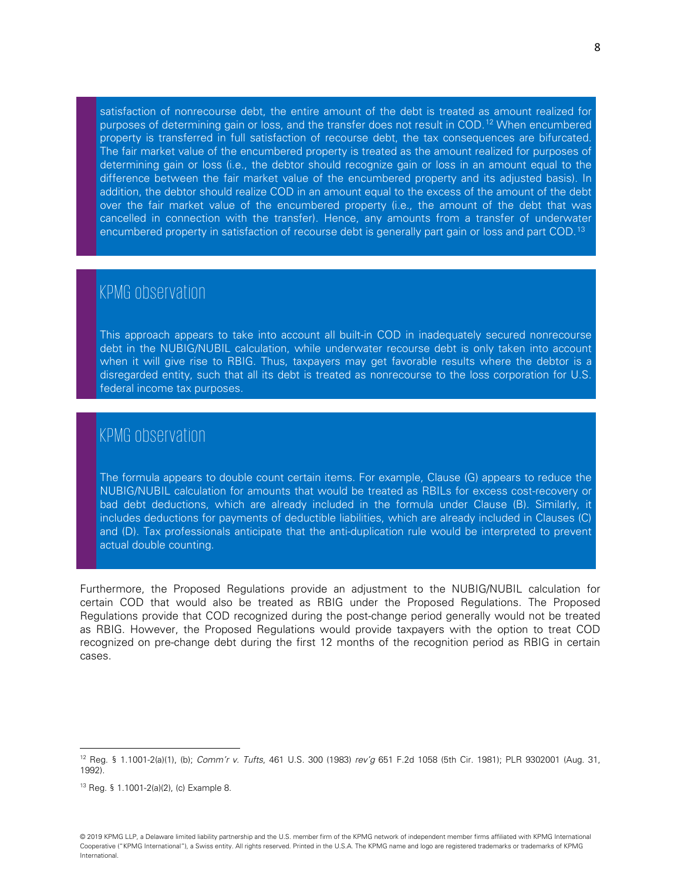satisfaction of nonrecourse debt, the entire amount of the debt is treated as amount realized for purposes of determining gain or loss, and the transfer does not result in COD.[12] When encumbered property is transferred in full satisfaction of recourse debt, the tax consequences are bifurcated. The fair market value of the encumbered property is treated as the amount realized for purposes of determining gain or loss (i.e., the debtor should recognize gain or loss in an amount equal to the difference between the fair market value of the encumbered property and its adjusted basis). In addition, the debtor should realize COD in an amount equal to the excess of the amount of the debt over the fair market value of the encumbered property (i.e., the amount of the debt that was cancelled in connection with the transfer). Hence, any amounts from a transfer of underwater encumbered property in satisfaction of recourse debt is generally part gain or loss and part COD.[13]

## KPMG observation

This approach appears to take into account all built-in COD in inadequately secured nonrecourse debt in the NUBIG/NUBIL calculation, while underwater recourse debt is only taken into account when it will give rise to RBIG. Thus, taxpayers may get favorable results where the debtor is a disregarded entity, such that all its debt is treated as nonrecourse to the loss corporation for U.S. federal income tax purposes.

## KPMG observation

The formula appears to double count certain items. For example, Clause (G) appears to reduce the NUBIG/NUBIL calculation for amounts that would be treated as RBILs for excess cost-recovery or bad debt deductions, which are already included in the formula under Clause (B). Similarly, it includes deductions for payments of deductible liabilities, which are already included in Clauses (C) and (D). Tax professionals anticipate that the anti-duplication rule would be interpreted to prevent actual double counting.

Furthermore, the Proposed Regulations provide an adjustment to the NUBIG/NUBIL calculation for certain COD that would also be treated as RBIG under the Proposed Regulations. The Proposed Regulations provide that COD recognized during the post-change period generally would not be treated as RBIG. However, the Proposed Regulations would provide taxpayers with the option to treat COD recognized on pre-change debt during the first 12 months of the recognition period as RBIG in certain cases.

---

[12] Reg. § 1.1001-2(a)(1), (b); *Comm'r v. Tufts*, 461 U.S. 300 (1983) *rev'g* 651 F.2d 1058 (5th Cir. 1981); PLR 9302001 (Aug. 31, 1992).

[13] Reg. § 1.1001-2(a)(2), (c) Example 8.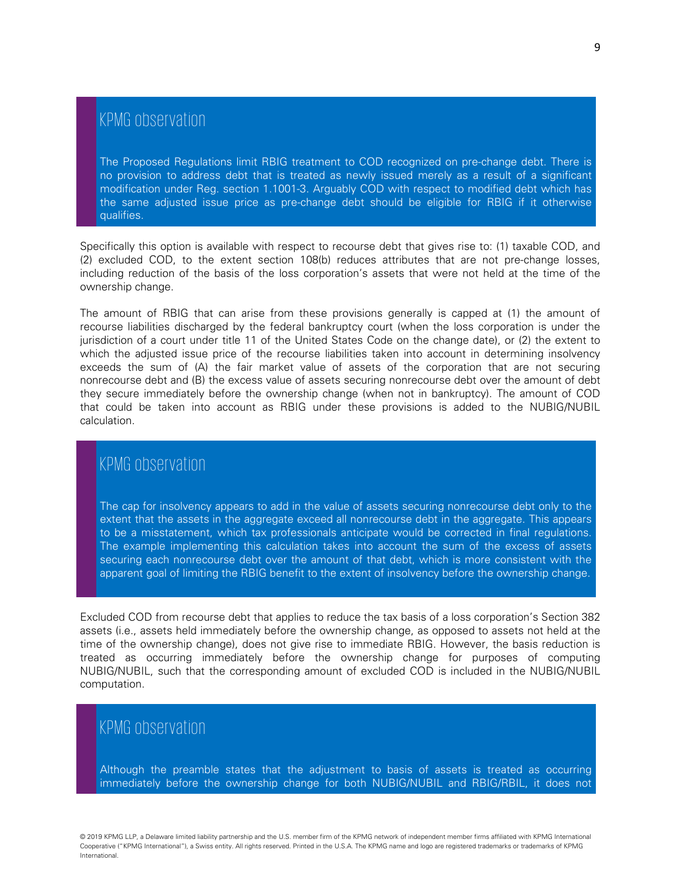### KPMG observation

The Proposed Regulations limit RBIG treatment to COD recognized on pre-change debt. There is no provision to address debt that is treated as newly issued merely as a result of a significant modification under Reg. section 1.1001-3. Arguably COD with respect to modified debt which has the same adjusted issue price as pre-change debt should be eligible for RBIG if it otherwise qualifies.

Specifically this option is available with respect to recourse debt that gives rise to: (1) taxable COD, and (2) excluded COD, to the extent section 108(b) reduces attributes that are not pre-change losses, including reduction of the basis of the loss corporation's assets that were not held at the time of the ownership change.

The amount of RBIG that can arise from these provisions generally is capped at (1) the amount of recourse liabilities discharged by the federal bankruptcy court (when the loss corporation is under the jurisdiction of a court under title 11 of the United States Code on the change date), or (2) the extent to which the adjusted issue price of the recourse liabilities taken into account in determining insolvency exceeds the sum of (A) the fair market value of assets of the corporation that are not securing nonrecourse debt and (B) the excess value of assets securing nonrecourse debt over the amount of debt they secure immediately before the ownership change (when not in bankruptcy). The amount of COD that could be taken into account as RBIG under these provisions is added to the NUBIG/NUBIL calculation.

### KPMG observation

The cap for insolvency appears to add in the value of assets securing nonrecourse debt only to the extent that the assets in the aggregate exceed all nonrecourse debt in the aggregate. This appears to be a misstatement, which tax professionals anticipate would be corrected in final regulations. The example implementing this calculation takes into account the sum of the excess of assets securing each nonrecourse debt over the amount of that debt, which is more consistent with the apparent goal of limiting the RBIG benefit to the extent of insolvency before the ownership change.

Excluded COD from recourse debt that applies to reduce the tax basis of a loss corporation's Section 382 assets (i.e., assets held immediately before the ownership change, as opposed to assets not held at the time of the ownership change), does not give rise to immediate RBIG. However, the basis reduction is treated as occurring immediately before the ownership change for purposes of computing NUBIG/NUBIL, such that the corresponding amount of excluded COD is included in the NUBIG/NUBIL computation.

### KPMG observation

Although the preamble states that the adjustment to basis of assets is treated as occurring immediately before the ownership change for both NUBIG/NUBIL and RBIG/RBIL, it does not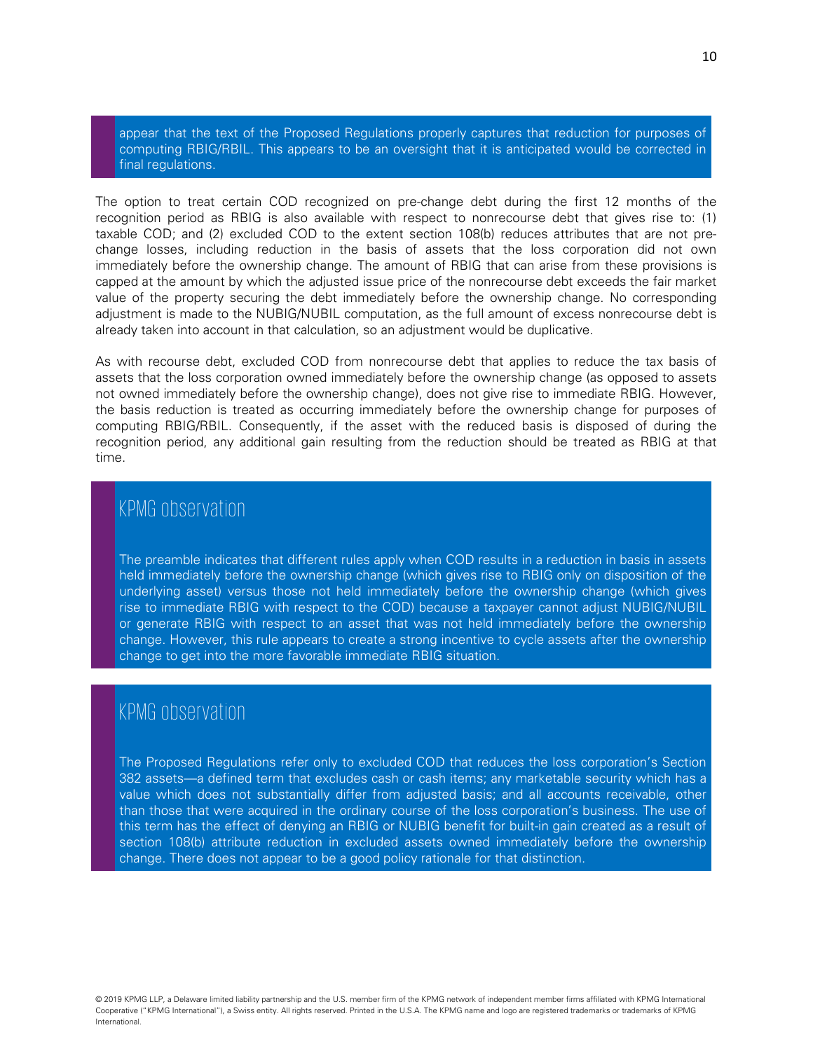appear that the text of the Proposed Regulations properly captures that reduction for purposes of computing RBIG/RBIL. This appears to be an oversight that it is anticipated would be corrected in final regulations.

The option to treat certain COD recognized on pre-change debt during the first 12 months of the recognition period as RBIG is also available with respect to nonrecourse debt that gives rise to: (1) taxable COD; and (2) excluded COD to the extent section 108(b) reduces attributes that are not pre-change losses, including reduction in the basis of assets that the loss corporation did not own immediately before the ownership change. The amount of RBIG that can arise from these provisions is capped at the amount by which the adjusted issue price of the nonrecourse debt exceeds the fair market value of the property securing the debt immediately before the ownership change. No corresponding adjustment is made to the NUBIG/NUBIL computation, as the full amount of excess nonrecourse debt is already taken into account in that calculation, so an adjustment would be duplicative.

As with recourse debt, excluded COD from nonrecourse debt that applies to reduce the tax basis of assets that the loss corporation owned immediately before the ownership change (as opposed to assets not owned immediately before the ownership change), does not give rise to immediate RBIG. However, the basis reduction is treated as occurring immediately before the ownership change for purposes of computing RBIG/RBIL. Consequently, if the asset with the reduced basis is disposed of during the recognition period, any additional gain resulting from the reduction should be treated as RBIG at that time.

## KPMG observation

The preamble indicates that different rules apply when COD results in a reduction in basis in assets held immediately before the ownership change (which gives rise to RBIG only on disposition of the underlying asset) versus those not held immediately before the ownership change (which gives rise to immediate RBIG with respect to the COD) because a taxpayer cannot adjust NUBIG/NUBIL or generate RBIG with respect to an asset that was not held immediately before the ownership change. However, this rule appears to create a strong incentive to cycle assets after the ownership change to get into the more favorable immediate RBIG situation.

## KPMG observation

The Proposed Regulations refer only to excluded COD that reduces the loss corporation's Section 382 assets—a defined term that excludes cash or cash items; any marketable security which has a value which does not substantially differ from adjusted basis; and all accounts receivable, other than those that were acquired in the ordinary course of the loss corporation's business. The use of this term has the effect of denying an RBIG or NUBIG benefit for built-in gain created as a result of section 108(b) attribute reduction in excluded assets owned immediately before the ownership change. There does not appear to be a good policy rationale for that distinction.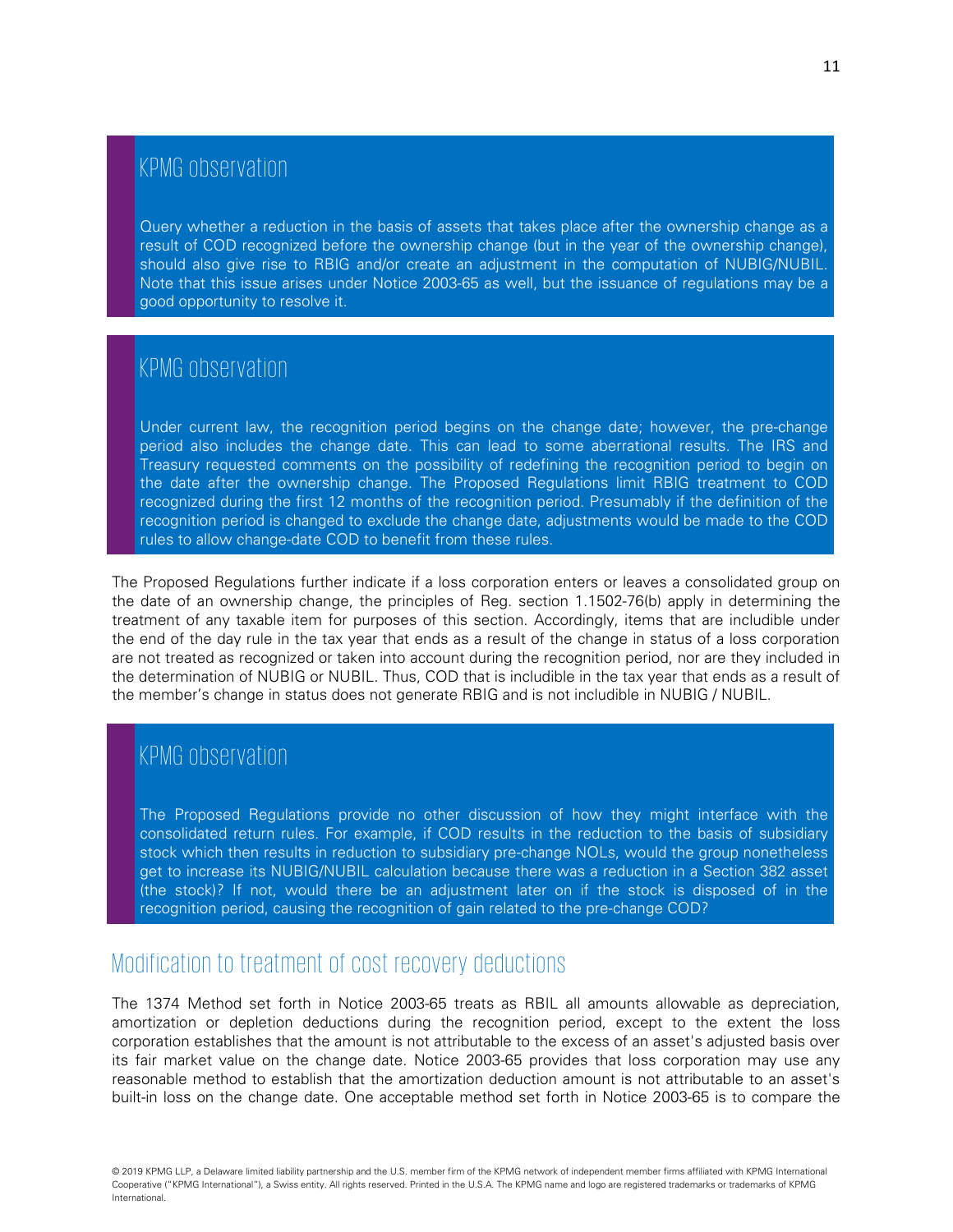### KPMG observation

Query whether a reduction in the basis of assets that takes place after the ownership change as a result of COD recognized before the ownership change (but in the year of the ownership change), should also give rise to RBIG and/or create an adjustment in the computation of NUBIG/NUBIL. Note that this issue arises under Notice 2003-65 as well, but the issuance of regulations may be a good opportunity to resolve it.

### KPMG observation

Under current law, the recognition period begins on the change date; however, the pre-change period also includes the change date. This can lead to some aberrational results. The IRS and Treasury requested comments on the possibility of redefining the recognition period to begin on the date after the ownership change. The Proposed Regulations limit RBIG treatment to COD recognized during the first 12 months of the recognition period. Presumably if the definition of the recognition period is changed to exclude the change date, adjustments would be made to the COD rules to allow change-date COD to benefit from these rules.

The Proposed Regulations further indicate if a loss corporation enters or leaves a consolidated group on the date of an ownership change, the principles of Reg. section 1.1502-76(b) apply in determining the treatment of any taxable item for purposes of this section. Accordingly, items that are includible under the end of the day rule in the tax year that ends as a result of the change in status of a loss corporation are not treated as recognized or taken into account during the recognition period, nor are they included in the determination of NUBIG or NUBIL. Thus, COD that is includible in the tax year that ends as a result of the member's change in status does not generate RBIG and is not includible in NUBIG / NUBIL.

### KPMG observation

The Proposed Regulations provide no other discussion of how they might interface with the consolidated return rules. For example, if COD results in the reduction to the basis of subsidiary stock which then results in reduction to subsidiary pre-change NOLs, would the group nonetheless get to increase its NUBIG/NUBIL calculation because there was a reduction in a Section 382 asset (the stock)? If not, would there be an adjustment later on if the stock is disposed of in the recognition period, causing the recognition of gain related to the pre-change COD?

## Modification to treatment of cost recovery deductions

The 1374 Method set forth in Notice 2003-65 treats as RBIL all amounts allowable as depreciation, amortization or depletion deductions during the recognition period, except to the extent the loss corporation establishes that the amount is not attributable to the excess of an asset's adjusted basis over its fair market value on the change date. Notice 2003-65 provides that loss corporation may use any reasonable method to establish that the amortization deduction amount is not attributable to an asset's built-in loss on the change date. One acceptable method set forth in Notice 2003-65 is to compare the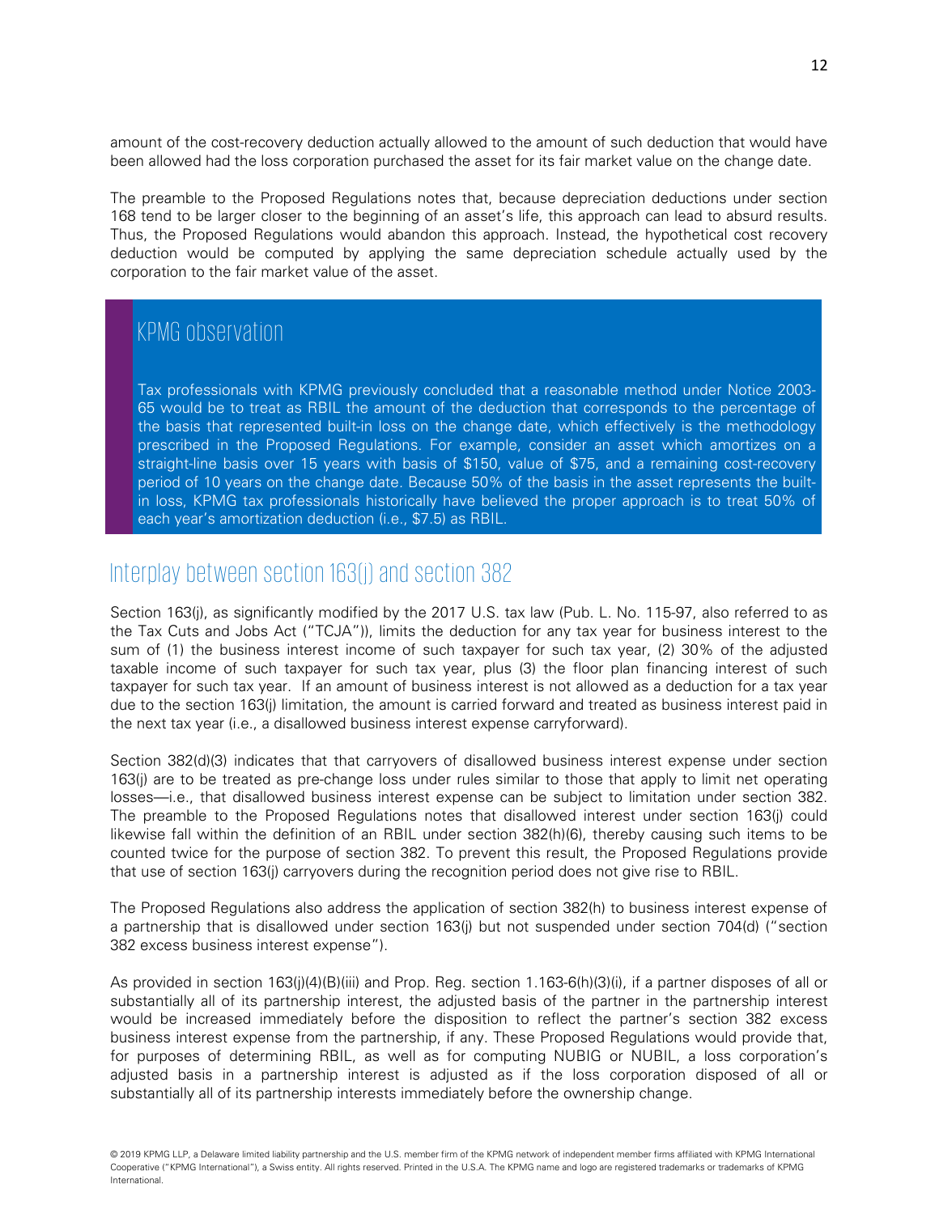amount of the cost-recovery deduction actually allowed to the amount of such deduction that would have been allowed had the loss corporation purchased the asset for its fair market value on the change date.

The preamble to the Proposed Regulations notes that, because depreciation deductions under section 168 tend to be larger closer to the beginning of an asset's life, this approach can lead to absurd results. Thus, the Proposed Regulations would abandon this approach. Instead, the hypothetical cost recovery deduction would be computed by applying the same depreciation schedule actually used by the corporation to the fair market value of the asset.

### KPMG observation

Tax professionals with KPMG previously concluded that a reasonable method under Notice 2003-65 would be to treat as RBIL the amount of the deduction that corresponds to the percentage of the basis that represented built-in loss on the change date, which effectively is the methodology prescribed in the Proposed Regulations. For example, consider an asset which amortizes on a straight-line basis over 15 years with basis of $150, value of $75, and a remaining cost-recovery period of 10 years on the change date. Because 50% of the basis in the asset represents the built-in loss, KPMG tax professionals historically have believed the proper approach is to treat 50% of each year's amortization deduction (i.e., $7.5) as RBIL.

## Interplay between section 163(j) and section 382

Section 163(j), as significantly modified by the 2017 U.S. tax law (Pub. L. No. 115-97, also referred to as the Tax Cuts and Jobs Act ("TCJA")), limits the deduction for any tax year for business interest to the sum of (1) the business interest income of such taxpayer for such tax year, (2) 30% of the adjusted taxable income of such taxpayer for such tax year, plus (3) the floor plan financing interest of such taxpayer for such tax year. If an amount of business interest is not allowed as a deduction for a tax year due to the section 163(j) limitation, the amount is carried forward and treated as business interest paid in the next tax year (i.e., a disallowed business interest expense carryforward).

Section 382(d)(3) indicates that that carryovers of disallowed business interest expense under section 163(j) are to be treated as pre-change loss under rules similar to those that apply to limit net operating losses—i.e., that disallowed business interest expense can be subject to limitation under section 382. The preamble to the Proposed Regulations notes that disallowed interest under section 163(j) could likewise fall within the definition of an RBIL under section 382(h)(6), thereby causing such items to be counted twice for the purpose of section 382. To prevent this result, the Proposed Regulations provide that use of section 163(j) carryovers during the recognition period does not give rise to RBIL.

The Proposed Regulations also address the application of section 382(h) to business interest expense of a partnership that is disallowed under section 163(j) but not suspended under section 704(d) ("section 382 excess business interest expense").

As provided in section 163(j)(4)(B)(iii) and Prop. Reg. section 1.163-6(h)(3)(i), if a partner disposes of all or substantially all of its partnership interest, the adjusted basis of the partner in the partnership interest would be increased immediately before the disposition to reflect the partner's section 382 excess business interest expense from the partnership, if any. These Proposed Regulations would provide that, for purposes of determining RBIL, as well as for computing NUBIG or NUBIL, a loss corporation's adjusted basis in a partnership interest is adjusted as if the loss corporation disposed of all or substantially all of its partnership interests immediately before the ownership change.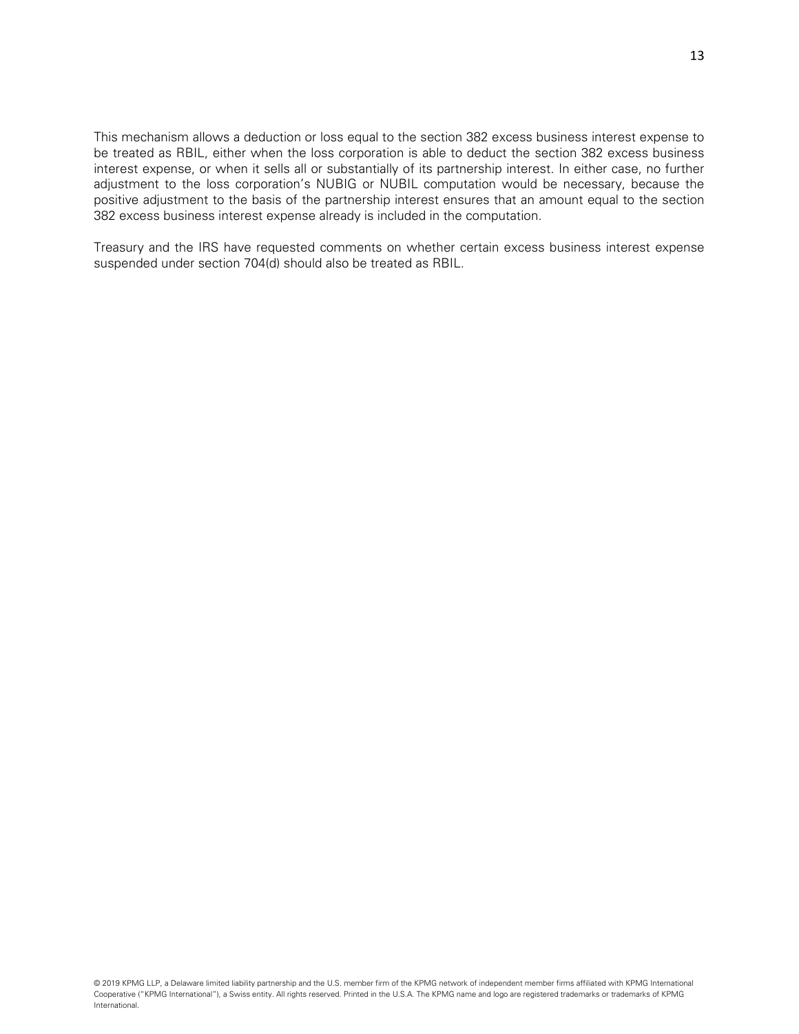This mechanism allows a deduction or loss equal to the section 382 excess business interest expense to be treated as RBIL, either when the loss corporation is able to deduct the section 382 excess business interest expense, or when it sells all or substantially of its partnership interest. In either case, no further adjustment to the loss corporation's NUBIG or NUBIL computation would be necessary, because the positive adjustment to the basis of the partnership interest ensures that an amount equal to the section 382 excess business interest expense already is included in the computation.

Treasury and the IRS have requested comments on whether certain excess business interest expense suspended under section 704(d) should also be treated as RBIL.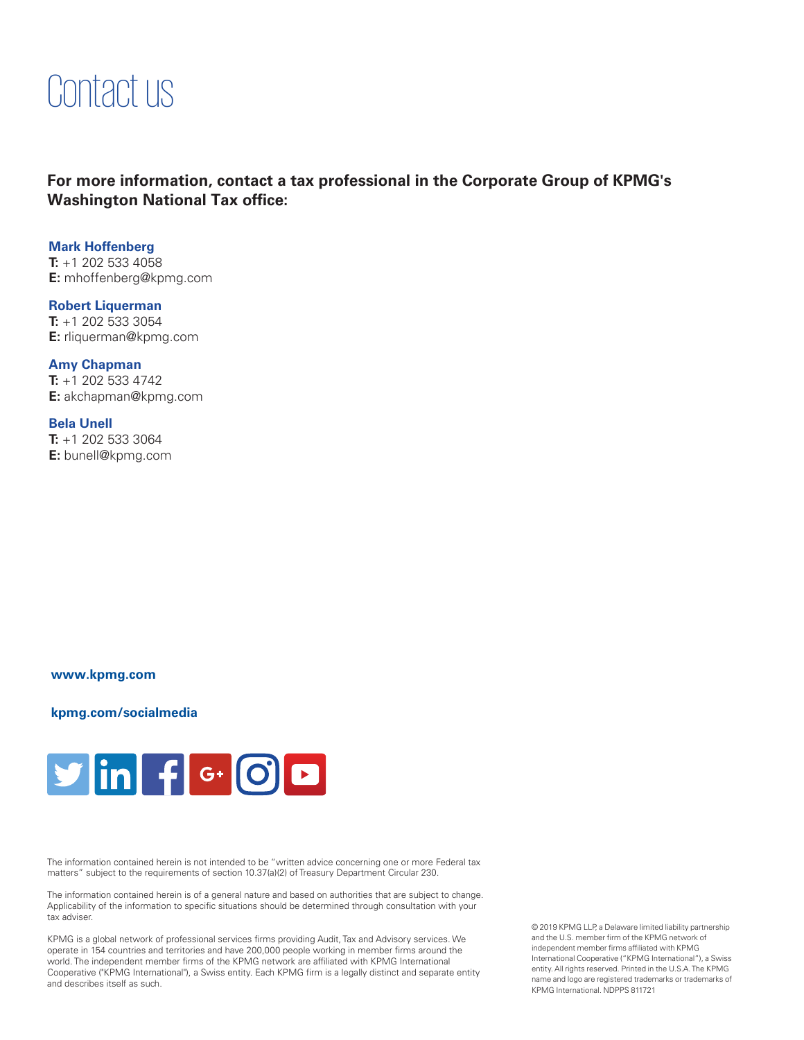# Contact us

**For more information, contact a tax professional in the Corporate Group of KPMG's Washington National Tax office:**

**Mark Hoffenberg**
**T:** +1 202 533 4058
**E:** mhoffenberg@kpmg.com

**Robert Liquerman**
**T:** +1 202 533 3054
**E:** rliquerman@kpmg.com

**Amy Chapman**
**T:** +1 202 533 4742
**E:** akchapman@kpmg.com

**Bela Unell**
**T:** +1 202 533 3064
**E:** bunell@kpmg.com

**www.kpmg.com**

**kpmg.com/socialmedia**

The information contained herein is not intended to be "written advice concerning one or more Federal tax matters" subject to the requirements of section 10.37(a)(2) of Treasury Department Circular 230.

The information contained herein is of a general nature and based on authorities that are subject to change. Applicability of the information to specific situations should be determined through consultation with your tax adviser.

KPMG is a global network of professional services firms providing Audit, Tax and Advisory services. We operate in 154 countries and territories and have 200,000 people working in member firms around the world. The independent member firms of the KPMG network are affiliated with KPMG International Cooperative ("KPMG International"), a Swiss entity. Each KPMG firm is a legally distinct and separate entity and describes itself as such.

© 2019 KPMG LLP, a Delaware limited liability partnership and the U.S. member firm of the KPMG network of independent member firms affiliated with KPMG International Cooperative ("KPMG International"), a Swiss entity. All rights reserved. Printed in the U.S.A. The KPMG name and logo are registered trademarks or trademarks of KPMG International. NDPPS 811721